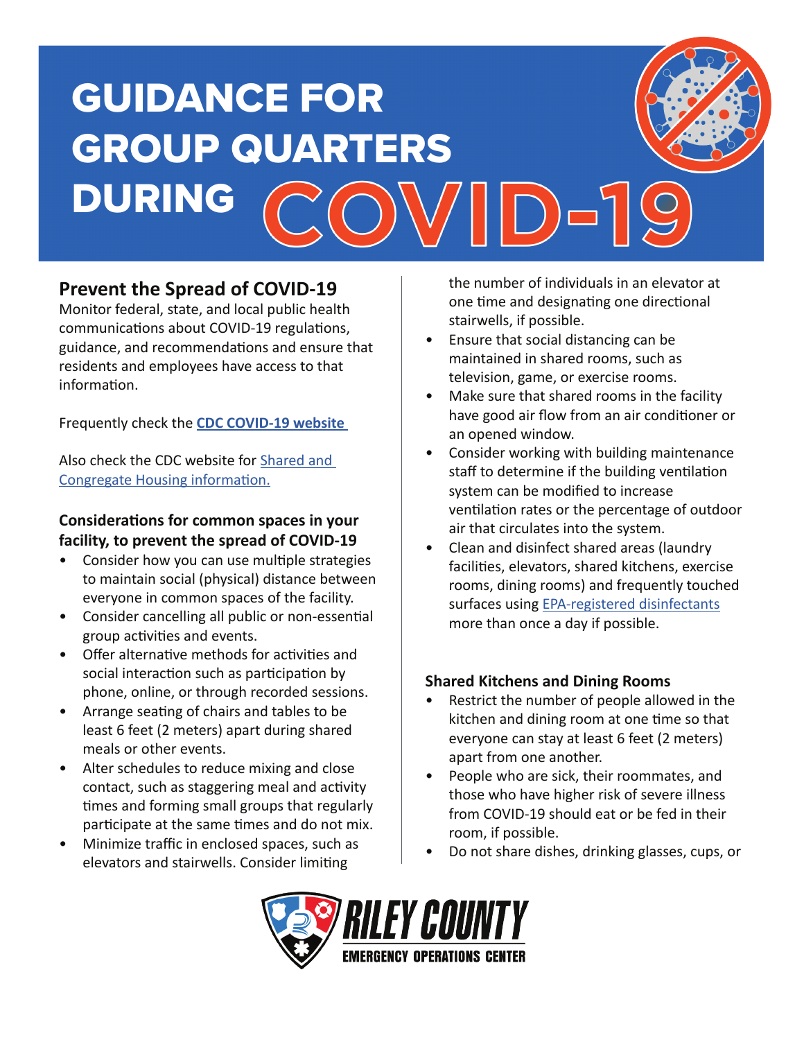# GUIDANCE FOR GROUP QUARTERS DURING COVID-19

## Prevent the Spread of COVID-19

Monitor federal, state, and local public health communications about COVID-19 regulations, guidance, and recommendations and ensure that residents and employees have access to that information.

Frequently check the **CDC COVID-19 website**

Also check the CDC website for Shared and Congregate Housing information.

### Considerations for common spaces in your facility, to prevent the spread of COVID-19

- Consider how you can use multiple strategies to maintain social (physical) distance between everyone in common spaces of the facility.
- Consider cancelling all public or non-essential group activities and events.
- Offer alternative methods for activities and social interaction such as participation by phone, online, or through recorded sessions.
- Arrange seating of chairs and tables to be least 6 feet (2 meters) apart during shared meals or other events.
- Alter schedules to reduce mixing and close contact, such as staggering meal and activity times and forming small groups that regularly participate at the same times and do not mix.
- Minimize traffic in enclosed spaces, such as elevators and stairwells. Consider limiting the number of individuals in an elevator at one time and designating one directional stairwells, if possible.
- Ensure that social distancing can be maintained in shared rooms, such as television, game, or exercise rooms.
- Make sure that shared rooms in the facility have good air flow from an air conditioner or an opened window.
- Consider working with building maintenance staff to determine if the building ventilation system can be modified to increase ventilation rates or the percentage of outdoor air that circulates into the system.
- Clean and disinfect shared areas (laundry facilities, elevators, shared kitchens, exercise rooms, dining rooms) and frequently touched surfaces using EPA-registered disinfectants more than once a day if possible.

### Shared Kitchens and Dining Rooms

- Restrict the number of people allowed in the kitchen and dining room at one time so that everyone can stay at least 6 feet (2 meters) apart from one another.
- People who are sick, their roommates, and those who have higher risk of severe illness from COVID-19 should eat or be fed in their room, if possible.
- Do not share dishes, drinking glasses, cups, or

RILEY COUNTY EMERGENCY OPERATIONS CENTER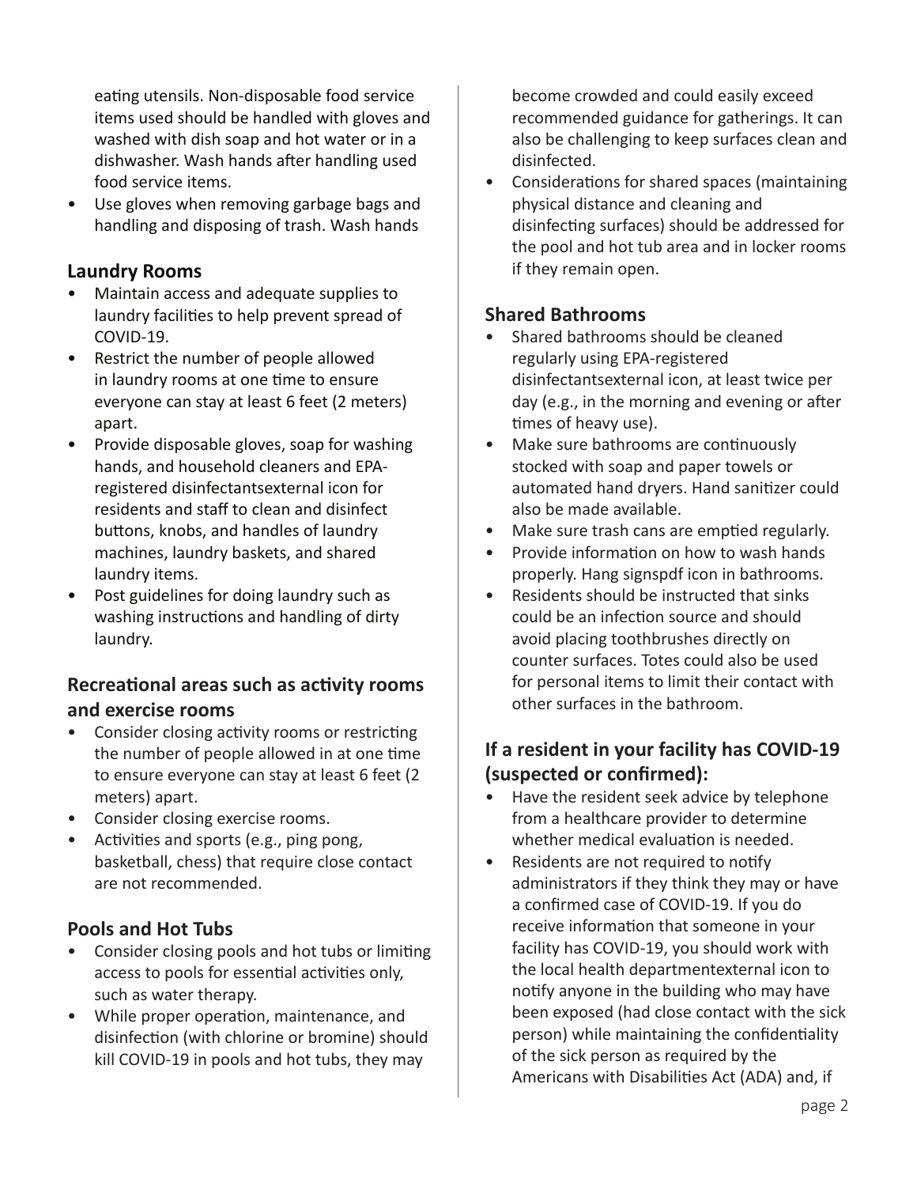eating utensils. Non-disposable food service items used should be handled with gloves and washed with dish soap and hot water or in a dishwasher. Wash hands after handling used food service items.

- Use gloves when removing garbage bags and handling and disposing of trash. Wash hands

### Laundry Rooms

- Maintain access and adequate supplies to laundry facilities to help prevent spread of COVID-19.
- Restrict the number of people allowed in laundry rooms at one time to ensure everyone can stay at least 6 feet (2 meters) apart.
- Provide disposable gloves, soap for washing hands, and household cleaners and EPA-registered disinfectantsexternal icon for residents and staff to clean and disinfect buttons, knobs, and handles of laundry machines, laundry baskets, and shared laundry items.
- Post guidelines for doing laundry such as washing instructions and handling of dirty laundry.

### Recreational areas such as activity rooms and exercise rooms

- Consider closing activity rooms or restricting the number of people allowed in at one time to ensure everyone can stay at least 6 feet (2 meters) apart.
- Consider closing exercise rooms.
- Activities and sports (e.g., ping pong, basketball, chess) that require close contact are not recommended.

### Pools and Hot Tubs

- Consider closing pools and hot tubs or limiting access to pools for essential activities only, such as water therapy.
- While proper operation, maintenance, and disinfection (with chlorine or bromine) should kill COVID-19 in pools and hot tubs, they may become crowded and could easily exceed recommended guidance for gatherings. It can also be challenging to keep surfaces clean and disinfected.
- Considerations for shared spaces (maintaining physical distance and cleaning and disinfecting surfaces) should be addressed for the pool and hot tub area and in locker rooms if they remain open.

### Shared Bathrooms

- Shared bathrooms should be cleaned regularly using EPA-registered disinfectantsexternal icon, at least twice per day (e.g., in the morning and evening or after times of heavy use).
- Make sure bathrooms are continuously stocked with soap and paper towels or automated hand dryers. Hand sanitizer could also be made available.
- Make sure trash cans are emptied regularly.
- Provide information on how to wash hands properly. Hang signspdf icon in bathrooms.
- Residents should be instructed that sinks could be an infection source and should avoid placing toothbrushes directly on counter surfaces. Totes could also be used for personal items to limit their contact with other surfaces in the bathroom.

### If a resident in your facility has COVID-19 (suspected or confirmed):

- Have the resident seek advice by telephone from a healthcare provider to determine whether medical evaluation is needed.
- Residents are not required to notify administrators if they think they may or have a confirmed case of COVID-19. If you do receive information that someone in your facility has COVID-19, you should work with the local health departmentexternal icon to notify anyone in the building who may have been exposed (had close contact with the sick person) while maintaining the confidentiality of the sick person as required by the Americans with Disabilities Act (ADA) and, if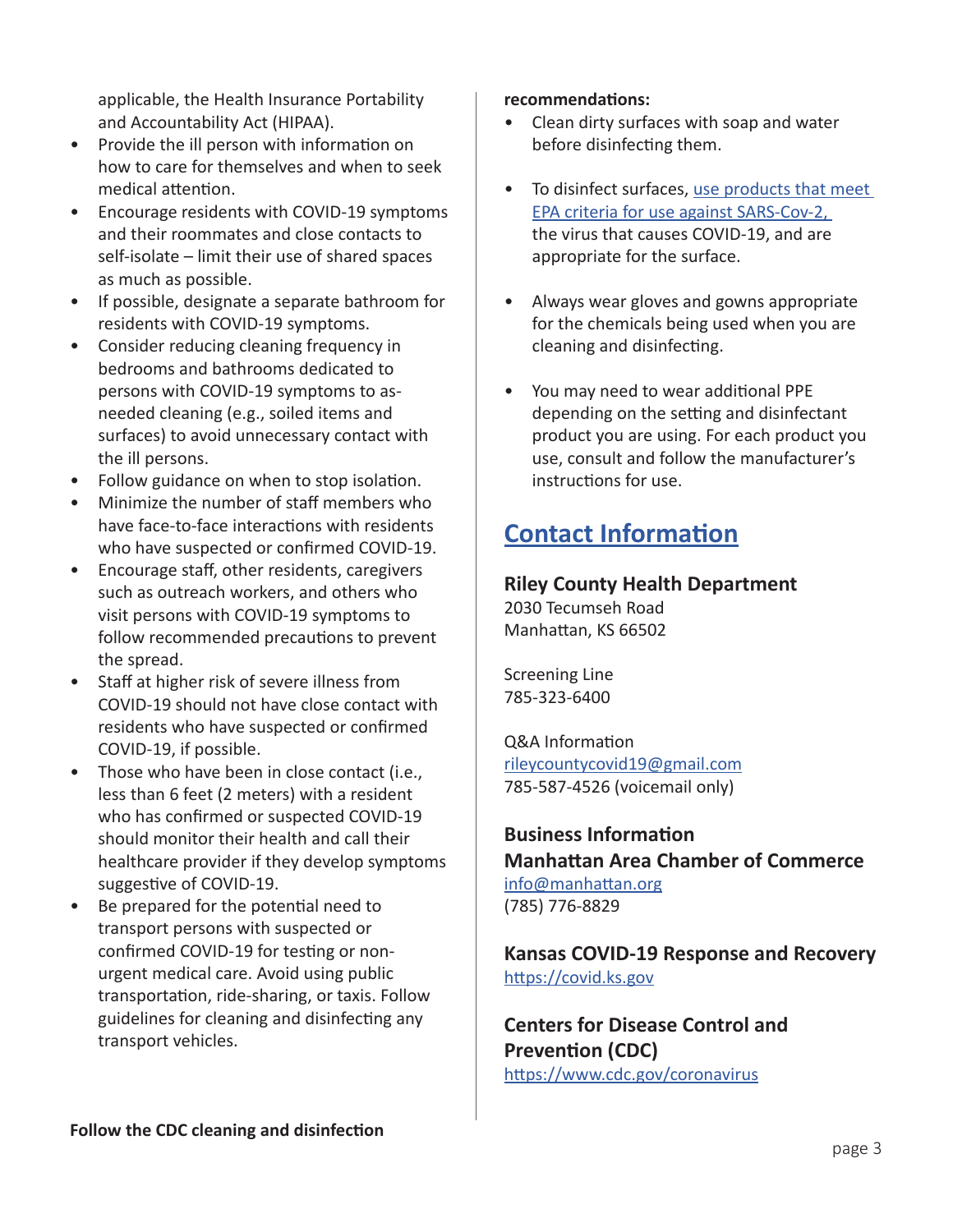applicable, the Health Insurance Portability and Accountability Act (HIPAA).

- Provide the ill person with information on how to care for themselves and when to seek medical attention.
- Encourage residents with COVID-19 symptoms and their roommates and close contacts to self-isolate – limit their use of shared spaces as much as possible.
- If possible, designate a separate bathroom for residents with COVID-19 symptoms.
- Consider reducing cleaning frequency in bedrooms and bathrooms dedicated to persons with COVID-19 symptoms to as-needed cleaning (e.g., soiled items and surfaces) to avoid unnecessary contact with the ill persons.
- Follow guidance on when to stop isolation.
- Minimize the number of staff members who have face-to-face interactions with residents who have suspected or confirmed COVID-19.
- Encourage staff, other residents, caregivers such as outreach workers, and others who visit persons with COVID-19 symptoms to follow recommended precautions to prevent the spread.
- Staff at higher risk of severe illness from COVID-19 should not have close contact with residents who have suspected or confirmed COVID-19, if possible.
- Those who have been in close contact (i.e., less than 6 feet (2 meters) with a resident who has confirmed or suspected COVID-19 should monitor their health and call their healthcare provider if they develop symptoms suggestive of COVID-19.
- Be prepared for the potential need to transport persons with suspected or confirmed COVID-19 for testing or non-urgent medical care. Avoid using public transportation, ride-sharing, or taxis. Follow guidelines for cleaning and disinfecting any transport vehicles.

**Follow the CDC cleaning and disinfection recommendations:**

- Clean dirty surfaces with soap and water before disinfecting them.
- To disinfect surfaces, use products that meet EPA criteria for use against SARS-Cov-2, the virus that causes COVID-19, and are appropriate for the surface.
- Always wear gloves and gowns appropriate for the chemicals being used when you are cleaning and disinfecting.
- You may need to wear additional PPE depending on the setting and disinfectant product you are using. For each product you use, consult and follow the manufacturer's instructions for use.

## Contact Information

**Riley County Health Department**
2030 Tecumseh Road
Manhattan, KS 66502

Screening Line
785-323-6400

Q&A Information
rileycountycovid19@gmail.com
785-587-4526 (voicemail only)

**Business Information**
**Manhattan Area Chamber of Commerce**
info@manhattan.org
(785) 776-8829

**Kansas COVID-19 Response and Recovery**
https://covid.ks.gov

**Centers for Disease Control and Prevention (CDC)**
https://www.cdc.gov/coronavirus